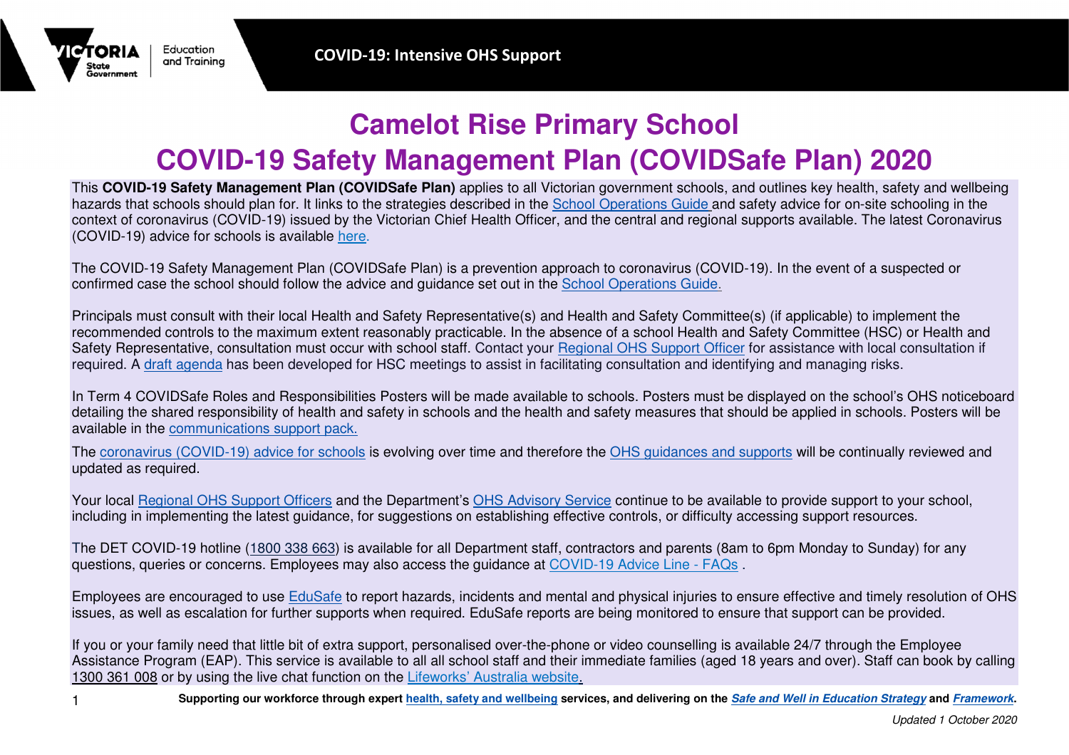# Camelot Rise Primary School

# COVID-19 Safety Management Plan (COVIDSafe Plan) 2020

This **COVID-19 Safety Management Plan (COVIDSafe Plan)** applies to all Victorian government schools, and outlines key health, safety and wellbeing hazards that schools should plan for. It links to the strategies described in the School Operations Guide and safety advice for on-site schooling in the context of coronavirus (COVID-19) issued by the Victorian Chief Health Officer, and the central and regional supports available. The latest Coronavirus (COVID-19) advice for schools is available here.

The COVID-19 Safety Management Plan (COVIDSafe Plan) is a prevention approach to coronavirus (COVID-19). In the event of a suspected or confirmed case the school should follow the advice and guidance set out in the School Operations Guide.

Principals must consult with their local Health and Safety Representative(s) and Health and Safety Committee(s) (if applicable) to implement the recommended controls to the maximum extent reasonably practicable. In the absence of a school Health and Safety Committee (HSC) or Health and Safety Representative, consultation must occur with school staff. Contact your Regional OHS Support Officer for assistance with local consultation if required. A draft agenda has been developed for HSC meetings to assist in facilitating consultation and identifying and managing risks.

In Term 4 COVIDSafe Roles and Responsibilities Posters will be made available to schools. Posters must be displayed on the school's OHS noticeboard detailing the shared responsibility of health and safety in schools and the health and safety measures that should be applied in schools. Posters will be available in the communications support pack.

The coronavirus (COVID-19) advice for schools is evolving over time and therefore the OHS guidances and supports will be continually reviewed and updated as required.

Your local Regional OHS Support Officers and the Department's OHS Advisory Service continue to be available to provide support to your school, including in implementing the latest guidance, for suggestions on establishing effective controls, or difficulty accessing support resources.

The DET COVID-19 hotline (1800 338 663) is available for all Department staff, contractors and parents (8am to 6pm Monday to Sunday) for any questions, queries or concerns. Employees may also access the guidance at COVID-19 Advice Line - FAQs .

Employees are encouraged to use EduSafe to report hazards, incidents and mental and physical injuries to ensure effective and timely resolution of OHS issues, as well as escalation for further supports when required. EduSafe reports are being monitored to ensure that support can be provided.

If you or your family need that little bit of extra support, personalised over-the-phone or video counselling is available 24/7 through the Employee Assistance Program (EAP). This service is available to all all school staff and their immediate families (aged 18 years and over). Staff can book by calling 1300 361 008 or by using the live chat function on the Lifeworks' Australia website.

**Supporting our workforce through expert health, safety and wellbeing services, and delivering on the *Safe and Well in Education Strategy* and *Framework*.**

*Updated 1 October 2020*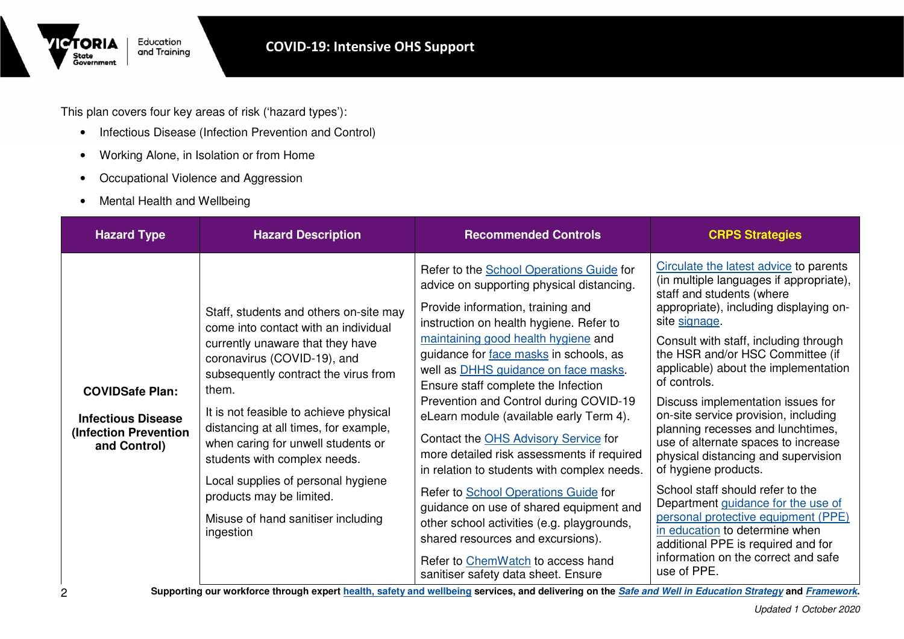This plan covers four key areas of risk ('hazard types'):

- Infectious Disease (Infection Prevention and Control)
- Working Alone, in Isolation or from Home
- Occupational Violence and Aggression
- Mental Health and Wellbeing

| Hazard Type | Hazard Description | Recommended Controls | CRPS Strategies |
|---|---|---|---|
| **COVIDSafe Plan:**<br><br>**Infectious Disease (Infection Prevention and Control)** | Staff, students and others on-site may come into contact with an individual currently unaware that they have coronavirus (COVID-19), and subsequently contract the virus from them.<br><br>It is not feasible to achieve physical distancing at all times, for example, when caring for unwell students or students with complex needs.<br><br>Local supplies of personal hygiene products may be limited.<br><br>Misuse of hand sanitiser including ingestion | Refer to the School Operations Guide for advice on supporting physical distancing.<br><br>Provide information, training and instruction on health hygiene. Refer to maintaining good health hygiene and guidance for face masks in schools, as well as DHHS guidance on face masks. Ensure staff complete the Infection Prevention and Control during COVID-19 eLearn module (available early Term 4).<br><br>Contact the OHS Advisory Service for more detailed risk assessments if required in relation to students with complex needs.<br><br>Refer to School Operations Guide for guidance on use of shared equipment and other school activities (e.g. playgrounds, shared resources and excursions).<br><br>Refer to ChemWatch to access hand sanitiser safety data sheet. Ensure | Circulate the latest advice to parents (in multiple languages if appropriate), staff and students (where appropriate), including displaying on-site signage.<br><br>Consult with staff, including through the HSR and/or HSC Committee (if applicable) about the implementation of controls.<br><br>Discuss implementation issues for on-site service provision, including planning recesses and lunchtimes, use of alternate spaces to increase physical distancing and supervision of hygiene products.<br><br>School staff should refer to the Department guidance for the use of personal protective equipment (PPE) in education to determine when additional PPE is required and for information on the correct and safe use of PPE. |

**Supporting our workforce through expert health, safety and wellbeing services, and delivering on the *Safe and Well in Education Strategy* and *Framework*.**

*Updated 1 October 2020*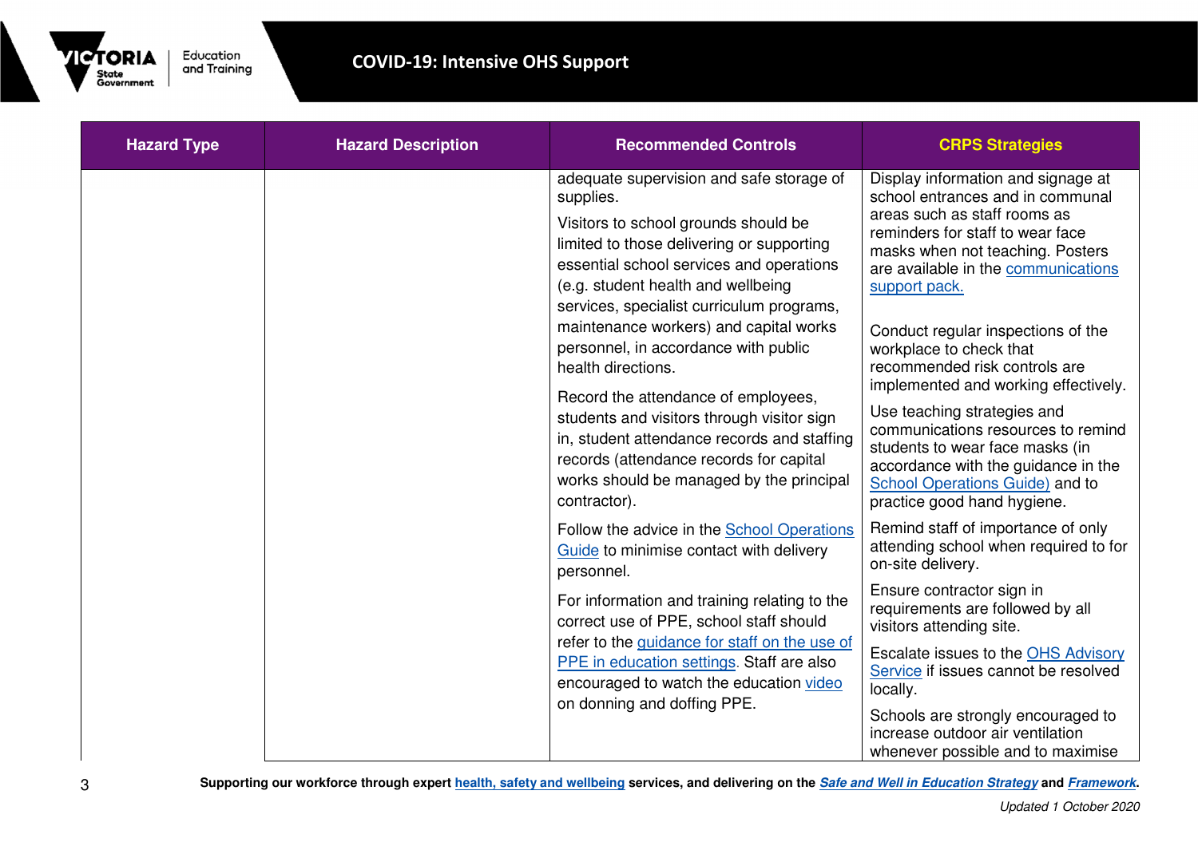| Hazard Type | Hazard Description | Recommended Controls | CRPS Strategies |
|---|---|---|---|
| | | adequate supervision and safe storage of supplies.<br><br>Visitors to school grounds should be limited to those delivering or supporting essential school services and operations (e.g. student health and wellbeing services, specialist curriculum programs, maintenance workers) and capital works personnel, in accordance with public health directions.<br><br>Record the attendance of employees, students and visitors through visitor sign in, student attendance records and staffing records (attendance records for capital works should be managed by the principal contractor).<br><br>Follow the advice in the School Operations Guide to minimise contact with delivery personnel.<br><br>For information and training relating to the correct use of PPE, school staff should refer to the guidance for staff on the use of PPE in education settings. Staff are also encouraged to watch the education video on donning and doffing PPE. | Display information and signage at school entrances and in communal areas such as staff rooms as reminders for staff to wear face masks when not teaching. Posters are available in the communications support pack.<br><br>Conduct regular inspections of the workplace to check that recommended risk controls are implemented and working effectively.<br><br>Use teaching strategies and communications resources to remind students to wear face masks (in accordance with the guidance in the School Operations Guide) and to practice good hand hygiene.<br><br>Remind staff of importance of only attending school when required to for on-site delivery.<br><br>Ensure contractor sign in requirements are followed by all visitors attending site.<br><br>Escalate issues to the OHS Advisory Service if issues cannot be resolved locally.<br><br>Schools are strongly encouraged to increase outdoor air ventilation whenever possible and to maximise |

**Supporting our workforce through expert health, safety and wellbeing services, and delivering on the *Safe and Well in Education Strategy* and *Framework*.**

*Updated 1 October 2020*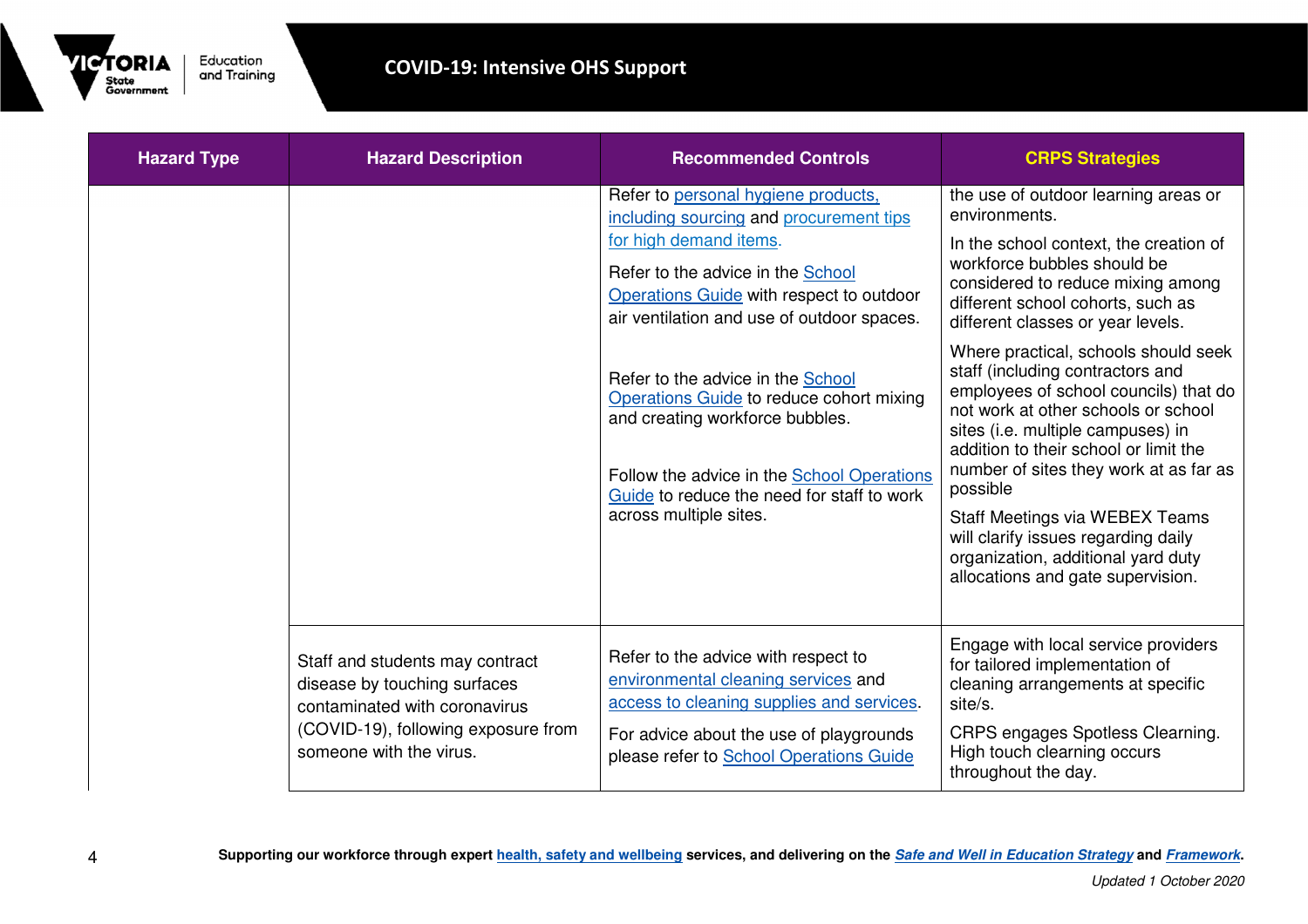| Hazard Type | Hazard Description | Recommended Controls | CRPS Strategies |
|---|---|---|---|
| | | Refer to personal hygiene products, including sourcing and procurement tips for high demand items.<br><br>Refer to the advice in the School Operations Guide with respect to outdoor air ventilation and use of outdoor spaces.<br><br>Refer to the advice in the School Operations Guide to reduce cohort mixing and creating workforce bubbles.<br><br>Follow the advice in the School Operations Guide to reduce the need for staff to work across multiple sites. | the use of outdoor learning areas or environments.<br><br>In the school context, the creation of workforce bubbles should be considered to reduce mixing among different school cohorts, such as different classes or year levels.<br><br>Where practical, schools should seek staff (including contractors and employees of school councils) that do not work at other schools or school sites (i.e. multiple campuses) in addition to their school or limit the number of sites they work at as far as possible<br><br>Staff Meetings via WEBEX Teams will clarify issues regarding daily organization, additional yard duty allocations and gate supervision. |
| | Staff and students may contract disease by touching surfaces contaminated with coronavirus (COVID-19), following exposure from someone with the virus. | Refer to the advice with respect to environmental cleaning services and access to cleaning supplies and services.<br><br>For advice about the use of playgrounds please refer to School Operations Guide | Engage with local service providers for tailored implementation of cleaning arrangements at specific site/s.<br><br>CRPS engages Spotless Clearning. High touch clearning occurs throughout the day. |

**Supporting our workforce through expert health, safety and wellbeing services, and delivering on the *Safe and Well in Education Strategy* and *Framework*.**

*Updated 1 October 2020*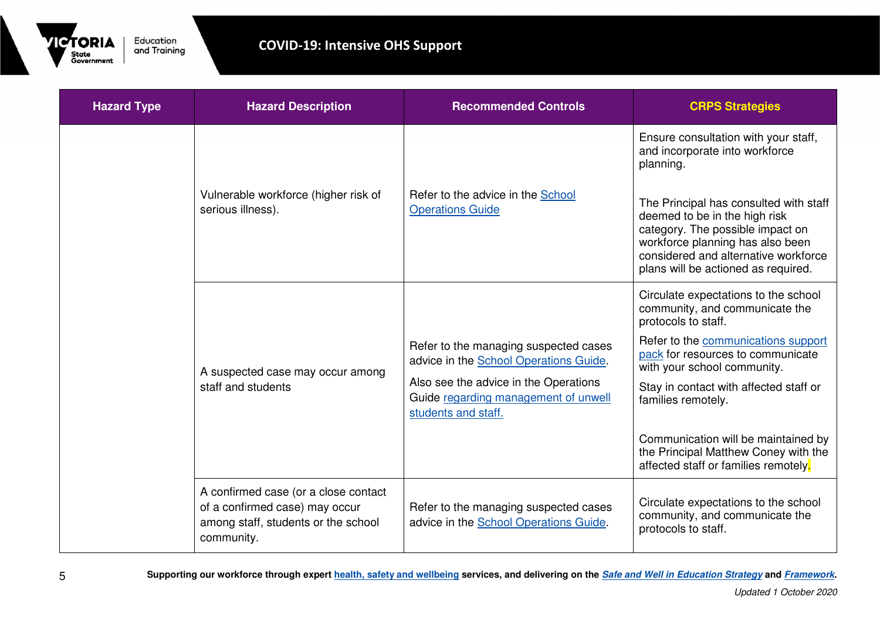| Hazard Type | Hazard Description | Recommended Controls | CRPS Strategies |
|---|---|---|---|
| | Vulnerable workforce (higher risk of serious illness). | Refer to the advice in the School Operations Guide | Ensure consultation with your staff, and incorporate into workforce planning.<br><br>The Principal has consulted with staff deemed to be in the high risk category. The possible impact on workforce planning has also been considered and alternative workforce plans will be actioned as required. |
| | A suspected case may occur among staff and students | Refer to the managing suspected cases advice in the School Operations Guide.<br><br>Also see the advice in the Operations Guide regarding management of unwell students and staff. | Circulate expectations to the school community, and communicate the protocols to staff.<br><br>Refer to the communications support pack for resources to communicate with your school community.<br><br>Stay in contact with affected staff or families remotely.<br><br>Communication will be maintained by the Principal Matthew Coney with the affected staff or families remotely. |
| | A confirmed case (or a close contact of a confirmed case) may occur among staff, students or the school community. | Refer to the managing suspected cases advice in the School Operations Guide. | Circulate expectations to the school community, and communicate the protocols to staff. |

**Supporting our workforce through expert health, safety and wellbeing services, and delivering on the *Safe and Well in Education Strategy* and *Framework*.**

*Updated 1 October 2020*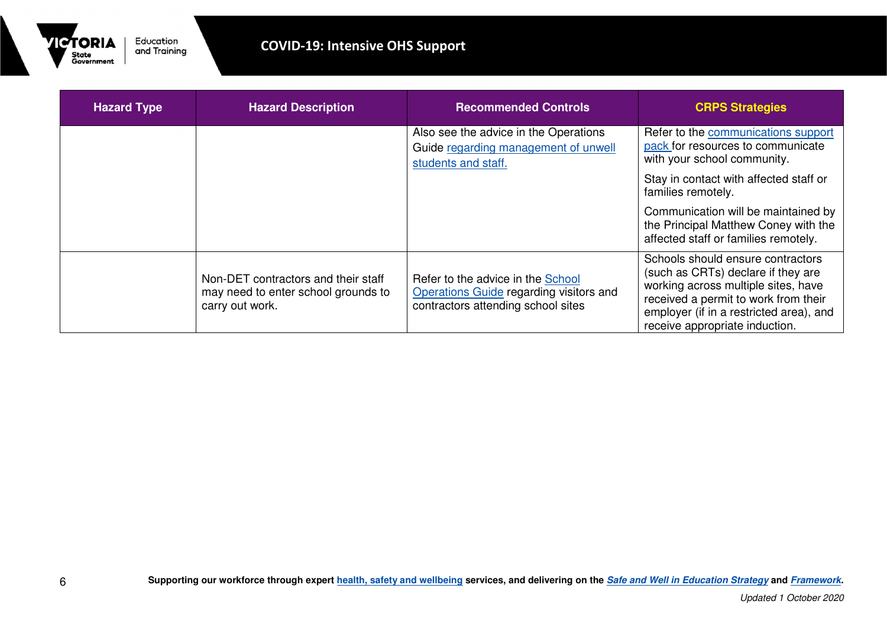| Hazard Type | Hazard Description | Recommended Controls | CRPS Strategies |
| --- | --- | --- | --- |
| | | Also see the advice in the Operations Guide regarding management of unwell students and staff. | Refer to the communications support pack for resources to communicate with your school community.<br><br>Stay in contact with affected staff or families remotely.<br><br>Communication will be maintained by the Principal Matthew Coney with the affected staff or families remotely. |
| | Non-DET contractors and their staff may need to enter school grounds to carry out work. | Refer to the advice in the School Operations Guide regarding visitors and contractors attending school sites | Schools should ensure contractors (such as CRTs) declare if they are working across multiple sites, have received a permit to work from their employer (if in a restricted area), and receive appropriate induction. |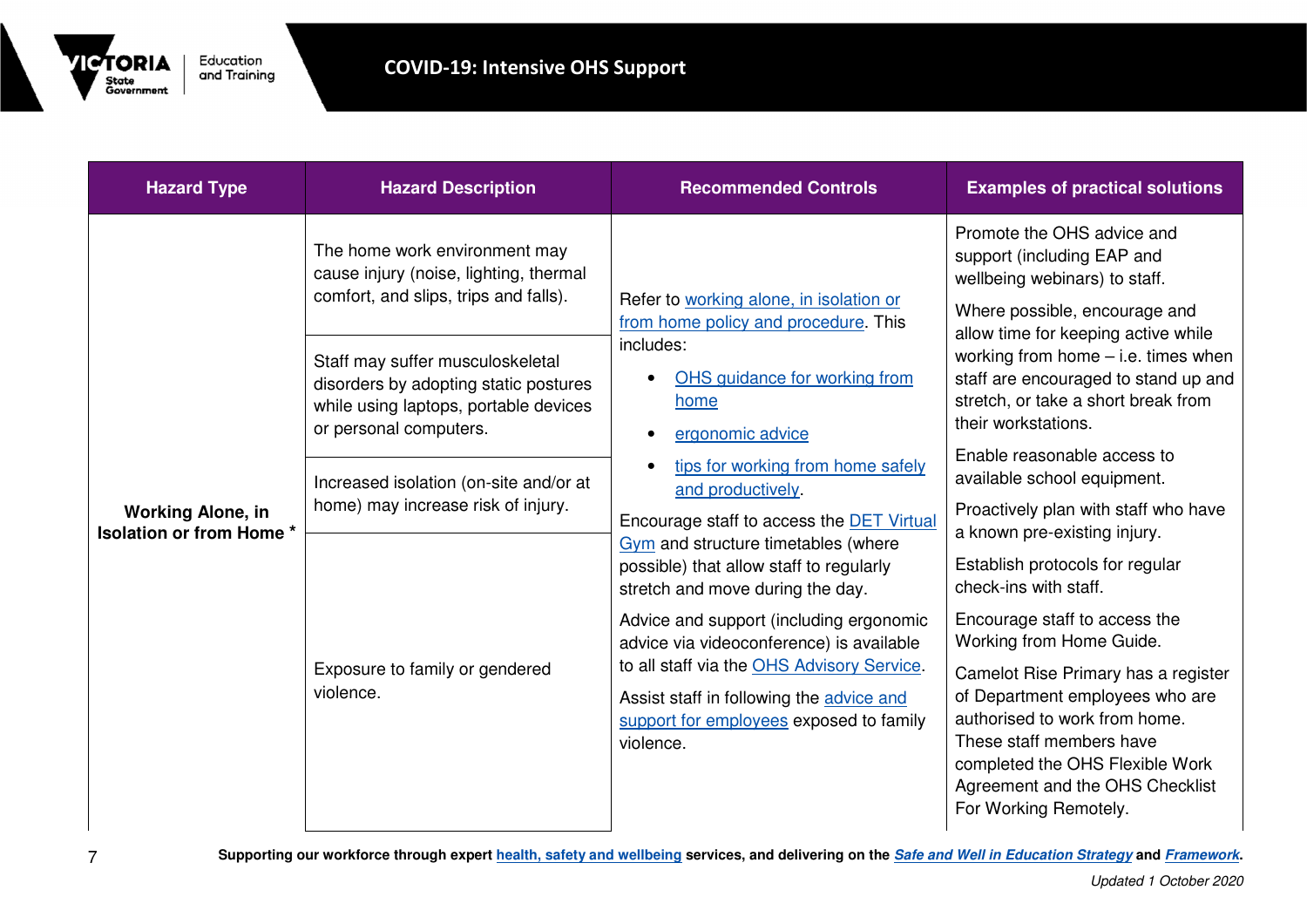| Hazard Type | Hazard Description | Recommended Controls | Examples of practical solutions |
|---|---|---|---|
| **Working Alone, in Isolation or from Home** * | The home work environment may cause injury (noise, lighting, thermal comfort, and slips, trips and falls).<br><br>Staff may suffer musculoskeletal disorders by adopting static postures while using laptops, portable devices or personal computers.<br><br>Increased isolation (on-site and/or at home) may increase risk of injury.<br><br>Exposure to family or gendered violence. | Refer to working alone, in isolation or from home policy and procedure. This includes:<br>• OHS guidance for working from home<br>• ergonomic advice<br>• tips for working from home safely and productively.<br><br>Encourage staff to access the DET Virtual Gym and structure timetables (where possible) that allow staff to regularly stretch and move during the day.<br><br>Advice and support (including ergonomic advice via videoconference) is available to all staff via the OHS Advisory Service.<br><br>Assist staff in following the advice and support for employees exposed to family violence. | Promote the OHS advice and support (including EAP and wellbeing webinars) to staff.<br><br>Where possible, encourage and allow time for keeping active while working from home – i.e. times when staff are encouraged to stand up and stretch, or take a short break from their workstations.<br><br>Enable reasonable access to available school equipment.<br><br>Proactively plan with staff who have a known pre-existing injury.<br><br>Establish protocols for regular check-ins with staff.<br><br>Encourage staff to access the Working from Home Guide.<br><br>Camelot Rise Primary has a register of Department employees who are authorised to work from home. These staff members have completed the OHS Flexible Work Agreement and the OHS Checklist For Working Remotely. |

**Supporting our workforce through expert health, safety and wellbeing services, and delivering on the *Safe and Well in Education Strategy* and *Framework*.**

*Updated 1 October 2020*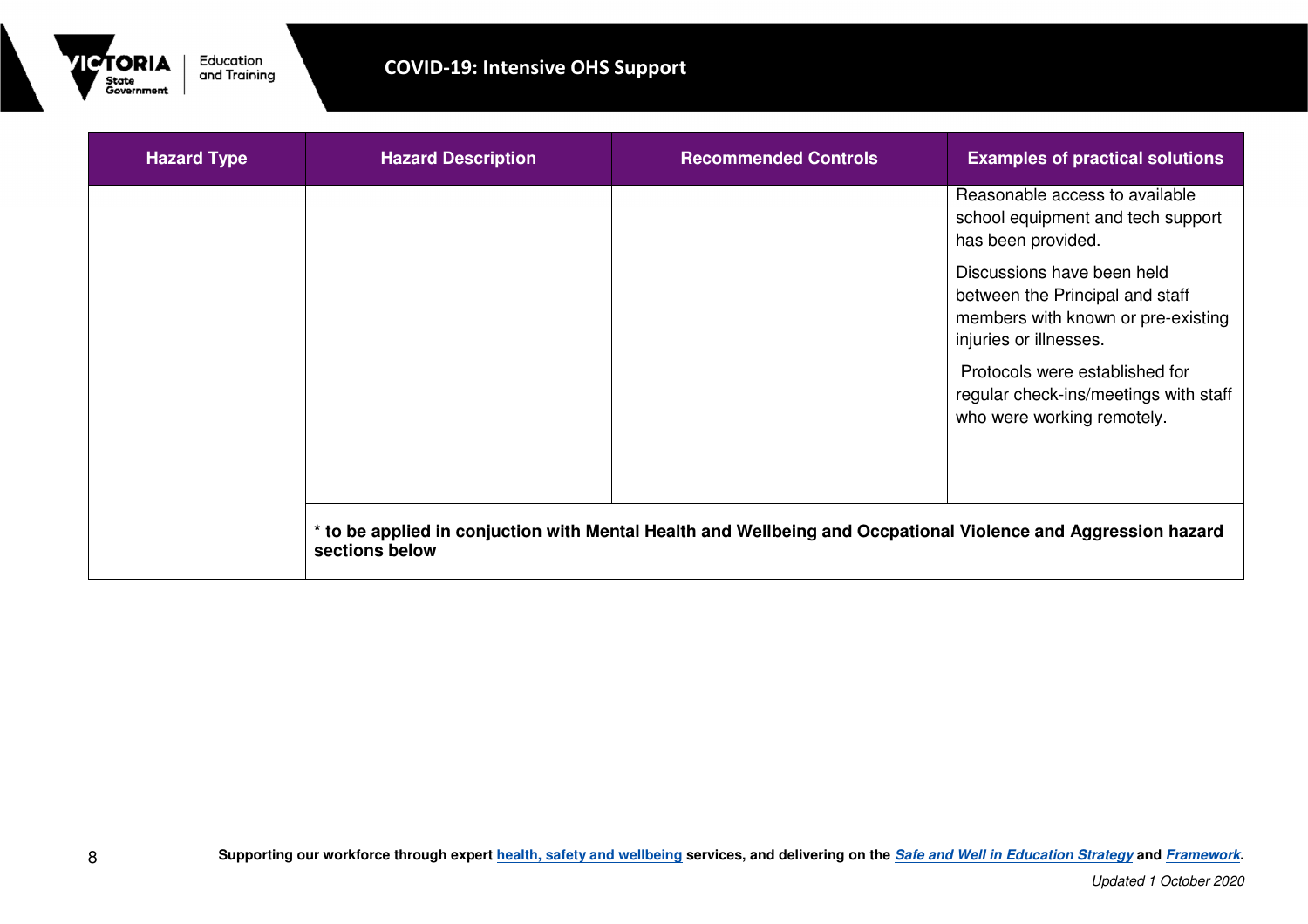| Hazard Type | Hazard Description | Recommended Controls | Examples of practical solutions |
|---|---|---|---|
| | | | Reasonable access to available school equipment and tech support has been provided.<br><br>Discussions have been held between the Principal and staff members with known or pre-existing injuries or illnesses.<br><br>Protocols were established for regular check-ins/meetings with staff who were working remotely. |
| | **\* to be applied in conjuction with Mental Health and Wellbeing and Occpational Violence and Aggression hazard sections below** | | |

**Supporting our workforce through expert [health, safety and wellbeing]() services, and delivering on the *[Safe and Well in Education Strategy]()* and *[Framework]()*.**

*Updated 1 October 2020*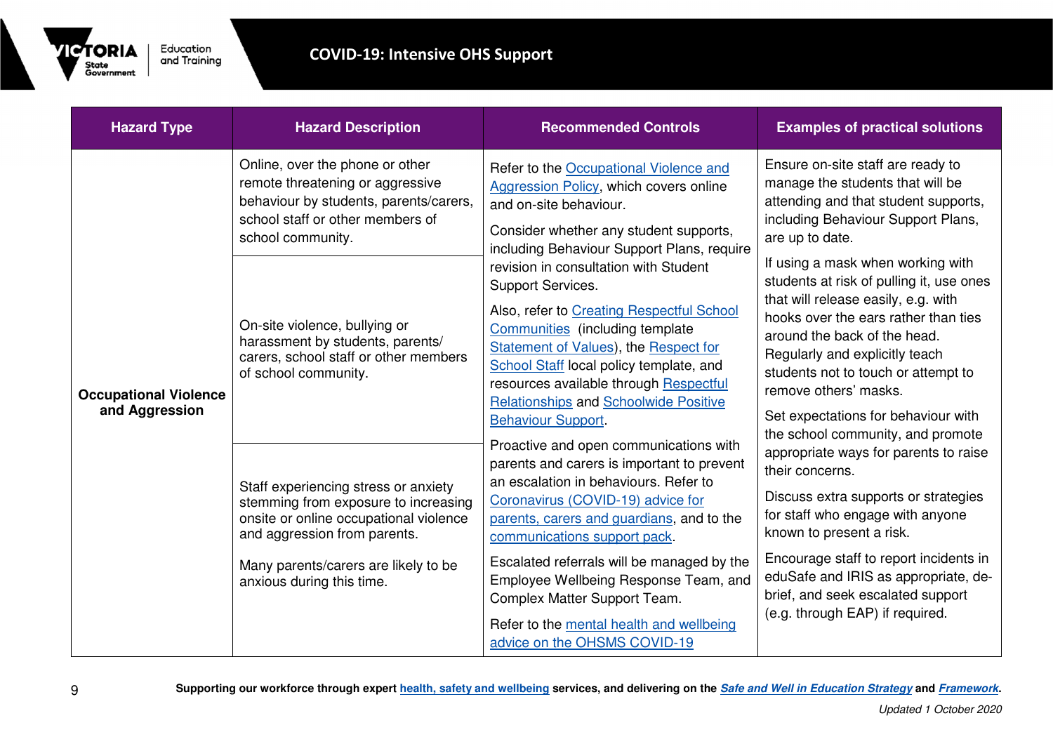| Hazard Type | Hazard Description | Recommended Controls | Examples of practical solutions |
|---|---|---|---|
| **Occupational Violence and Aggression** | Online, over the phone or other remote threatening or aggressive behaviour by students, parents/carers, school staff or other members of school community.<br><br>On-site violence, bullying or harassment by students, parents/ carers, school staff or other members of school community.<br><br>Staff experiencing stress or anxiety stemming from exposure to increasing onsite or online occupational violence and aggression from parents.<br><br>Many parents/carers are likely to be anxious during this time. | Refer to the Occupational Violence and Aggression Policy, which covers online and on-site behaviour.<br><br>Consider whether any student supports, including Behaviour Support Plans, require revision in consultation with Student Support Services.<br><br>Also, refer to Creating Respectful School Communities (including template Statement of Values), the Respect for School Staff local policy template, and resources available through Respectful Relationships and Schoolwide Positive Behaviour Support.<br><br>Proactive and open communications with parents and carers is important to prevent an escalation in behaviours. Refer to Coronavirus (COVID-19) advice for parents, carers and guardians, and to the communications support pack.<br><br>Escalated referrals will be managed by the Employee Wellbeing Response Team, and Complex Matter Support Team.<br><br>Refer to the mental health and wellbeing advice on the OHSMS COVID-19 | Ensure on-site staff are ready to manage the students that will be attending and that student supports, including Behaviour Support Plans, are up to date.<br><br>If using a mask when working with students at risk of pulling it, use ones that will release easily, e.g. with hooks over the ears rather than ties around the back of the head. Regularly and explicitly teach students not to touch or attempt to remove others' masks.<br><br>Set expectations for behaviour with the school community, and promote appropriate ways for parents to raise their concerns.<br><br>Discuss extra supports or strategies for staff who engage with anyone known to present a risk.<br><br>Encourage staff to report incidents in eduSafe and IRIS as appropriate, de-brief, and seek escalated support (e.g. through EAP) if required. |

**Supporting our workforce through expert health, safety and wellbeing services, and delivering on the *Safe and Well in Education Strategy* and *Framework*.**

*Updated 1 October 2020*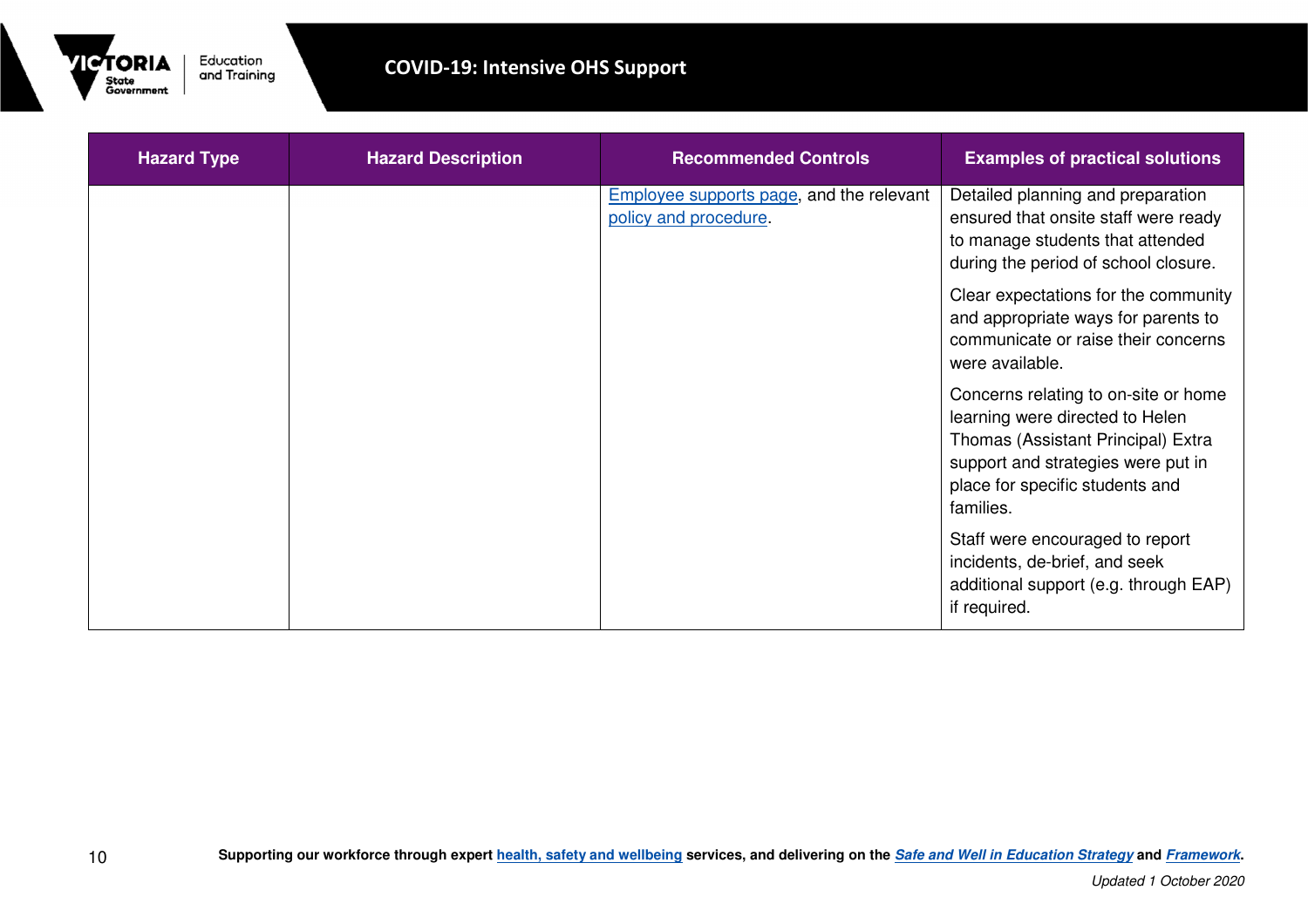| Hazard Type | Hazard Description | Recommended Controls | Examples of practical solutions |
| --- | --- | --- | --- |
| | | Employee supports page, and the relevant policy and procedure. | Detailed planning and preparation ensured that onsite staff were ready to manage students that attended during the period of school closure.<br><br>Clear expectations for the community and appropriate ways for parents to communicate or raise their concerns were available.<br><br>Concerns relating to on-site or home learning were directed to Helen Thomas (Assistant Principal) Extra support and strategies were put in place for specific students and families.<br><br>Staff were encouraged to report incidents, de-brief, and seek additional support (e.g. through EAP) if required. |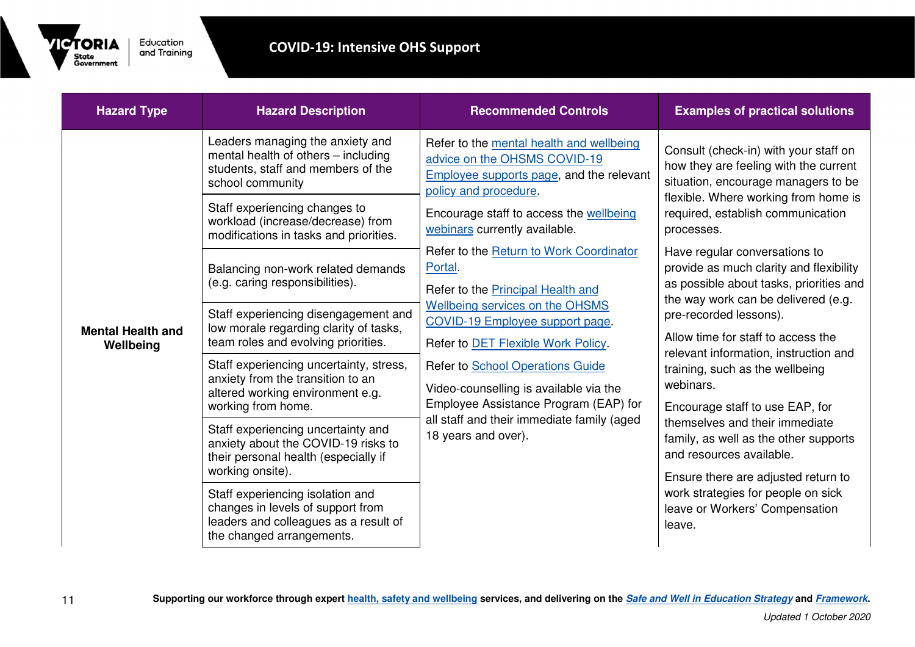| Hazard Type | Hazard Description | Recommended Controls | Examples of practical solutions |
| --- | --- | --- | --- |
| **Mental Health and Wellbeing** | Leaders managing the anxiety and mental health of others – including students, staff and members of the school community<br><br>Staff experiencing changes to workload (increase/decrease) from modifications in tasks and priorities.<br><br>Balancing non-work related demands (e.g. caring responsibilities).<br><br>Staff experiencing disengagement and low morale regarding clarity of tasks, team roles and evolving priorities.<br><br>Staff experiencing uncertainty, stress, anxiety from the transition to an altered working environment e.g. working from home.<br><br>Staff experiencing uncertainty and anxiety about the COVID-19 risks to their personal health (especially if working onsite).<br><br>Staff experiencing isolation and changes in levels of support from leaders and colleagues as a result of the changed arrangements. | Refer to the mental health and wellbeing advice on the OHSMS COVID-19 Employee supports page, and the relevant policy and procedure.<br><br>Encourage staff to access the wellbeing webinars currently available.<br><br>Refer to the Return to Work Coordinator Portal.<br><br>Refer to the Principal Health and Wellbeing services on the OHSMS COVID-19 Employee support page.<br><br>Refer to DET Flexible Work Policy.<br><br>Refer to School Operations Guide<br><br>Video-counselling is available via the Employee Assistance Program (EAP) for all staff and their immediate family (aged 18 years and over). | Consult (check-in) with your staff on how they are feeling with the current situation, encourage managers to be flexible. Where working from home is required, establish communication processes.<br><br>Have regular conversations to provide as much clarity and flexibility as possible about tasks, priorities and the way work can be delivered (e.g. pre-recorded lessons).<br><br>Allow time for staff to access the relevant information, instruction and training, such as the wellbeing webinars.<br><br>Encourage staff to use EAP, for themselves and their immediate family, as well as the other supports and resources available.<br><br>Ensure there are adjusted return to work strategies for people on sick leave or Workers' Compensation leave. |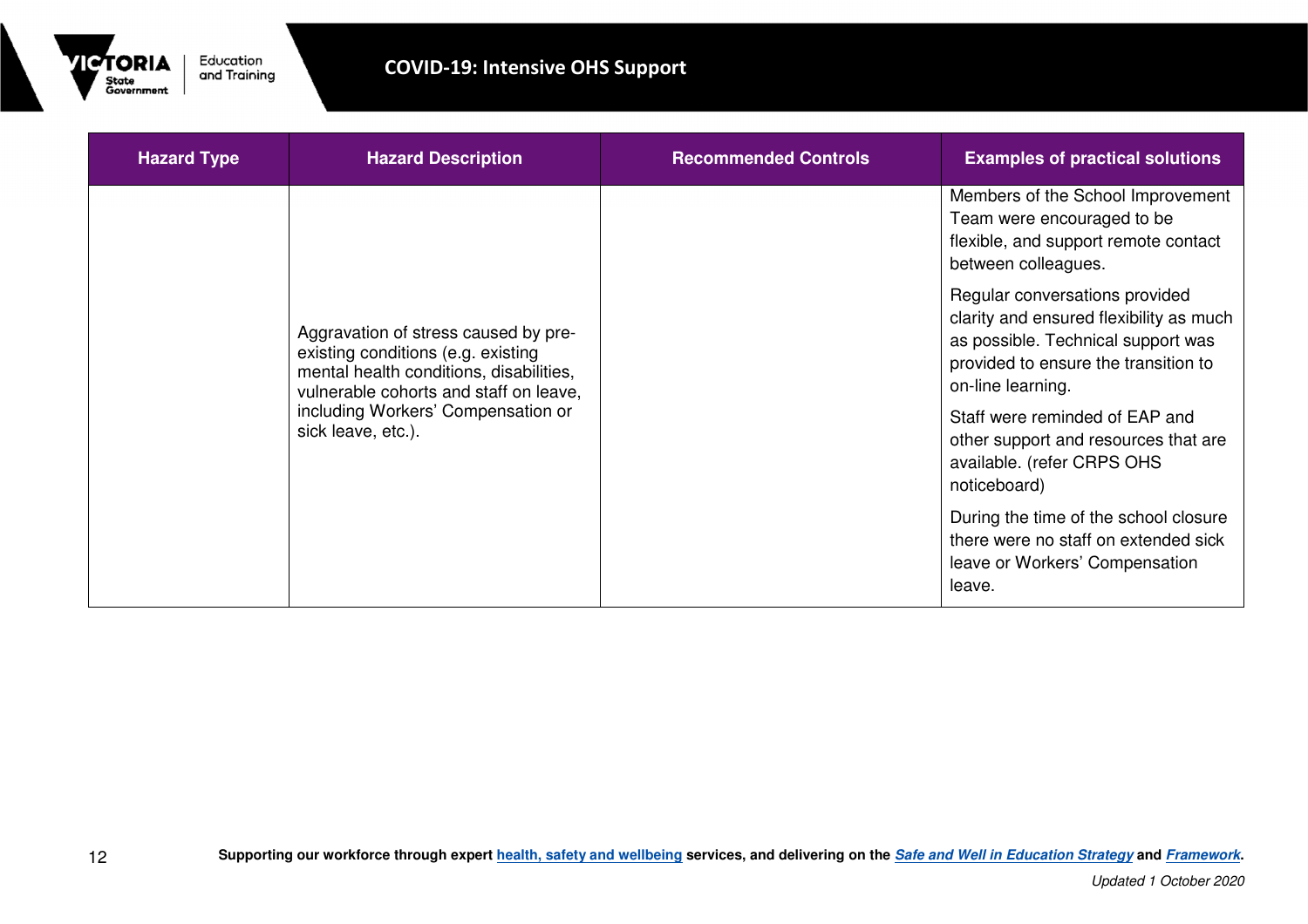| Hazard Type | Hazard Description | Recommended Controls | Examples of practical solutions |
|---|---|---|---|
| | Aggravation of stress caused by pre-existing conditions (e.g. existing mental health conditions, disabilities, vulnerable cohorts and staff on leave, including Workers' Compensation or sick leave, etc.). | | Members of the School Improvement Team were encouraged to be flexible, and support remote contact between colleagues.<br><br>Regular conversations provided clarity and ensured flexibility as much as possible. Technical support was provided to ensure the transition to on-line learning.<br><br>Staff were reminded of EAP and other support and resources that are available. (refer CRPS OHS noticeboard)<br><br>During the time of the school closure there were no staff on extended sick leave or Workers' Compensation leave. |